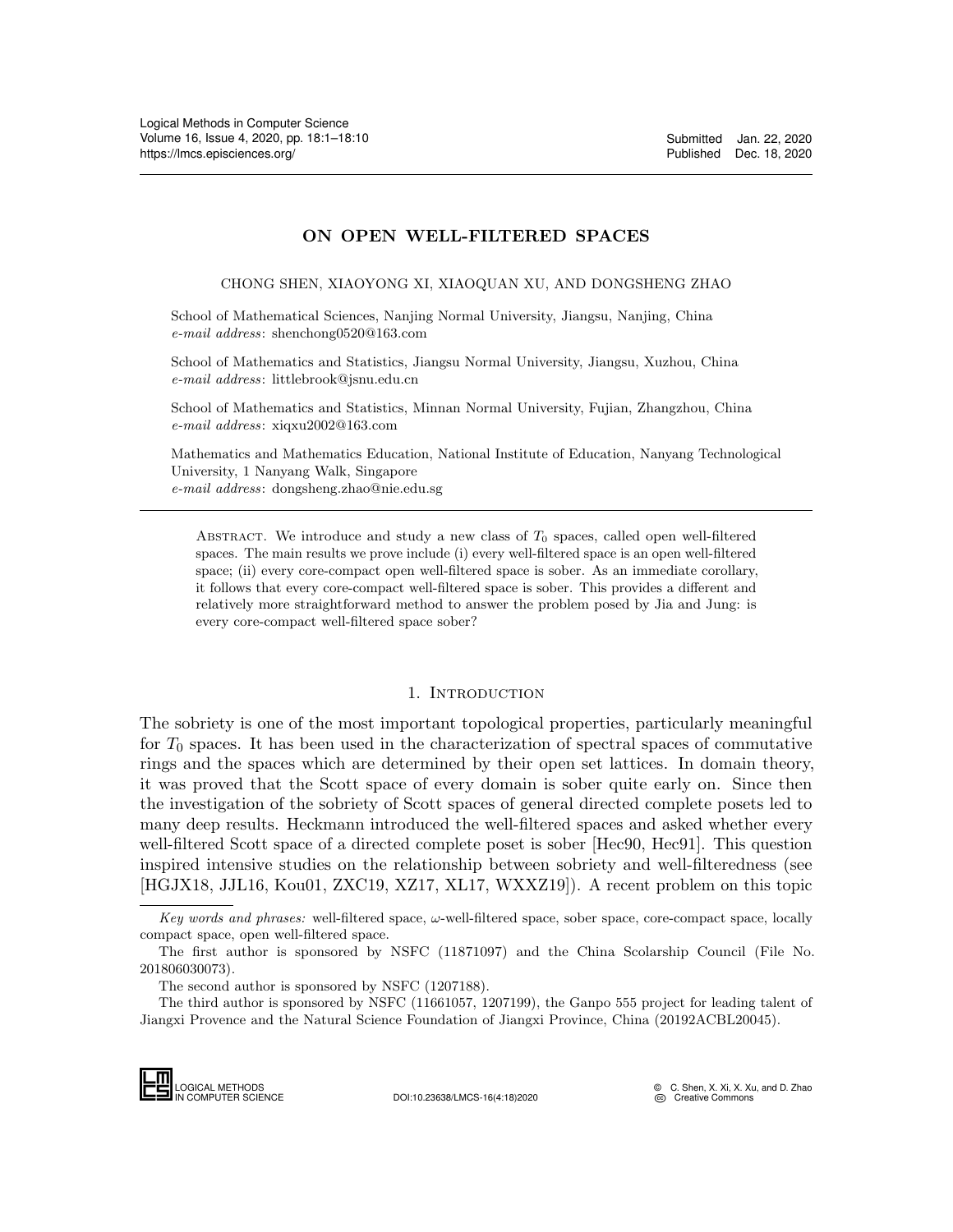# ON OPEN WELL-FILTERED SPACES

CHONG SHEN, XIAOYONG XI, XIAOQUAN XU, AND DONGSHENG ZHAO

School of Mathematical Sciences, Nanjing Normal University, Jiangsu, Nanjing, China
*e-mail address*: shenchong0520@163.com

School of Mathematics and Statistics, Jiangsu Normal University, Jiangsu, Xuzhou, China
*e-mail address*: littlebrook@jsnu.edu.cn

School of Mathematics and Statistics, Minnan Normal University, Fujian, Zhangzhou, China
*e-mail address*: xiqxu2002@163.com

Mathematics and Mathematics Education, National Institute of Education, Nanyang Technological University, 1 Nanyang Walk, Singapore
*e-mail address*: dongsheng.zhao@nie.edu.sg

Abstract. We introduce and study a new class of $T_0$ spaces, called open well-filtered spaces. The main results we prove include (i) every well-filtered space is an open well-filtered space; (ii) every core-compact open well-filtered space is sober. As an immediate corollary, it follows that every core-compact well-filtered space is sober. This provides a different and relatively more straightforward method to answer the problem posed by Jia and Jung: is every core-compact well-filtered space sober?

## 1. Introduction

The sobriety is one of the most important topological properties, particularly meaningful for $T_0$ spaces. It has been used in the characterization of spectral spaces of commutative rings and the spaces which are determined by their open set lattices. In domain theory, it was proved that the Scott space of every domain is sober quite early on. Since then the investigation of the sobriety of Scott spaces of general directed complete posets led to many deep results. Heckmann introduced the well-filtered spaces and asked whether every well-filtered Scott space of a directed complete poset is sober [Hec90, Hec91]. This question inspired intensive studies on the relationship between sobriety and well-filteredness (see [HGJX18, JJL16, Kou01, ZXC19, XZ17, XL17, WXXZ19]). A recent problem on this topic

*Key words and phrases:* well-filtered space, $\omega$-well-filtered space, sober space, core-compact space, locally compact space, open well-filtered space.

The first author is sponsored by NSFC (11871097) and the China Scolarship Council (File No. 201806030073).

The second author is sponsored by NSFC (1207188).

The third author is sponsored by NSFC (11661057, 1207199), the Ganpo 555 project for leading talent of Jiangxi Provence and the Natural Science Foundation of Jiangxi Province, China (20192ACBL20045).

DOI:10.23638/LMCS-16(4:18)2020

© C. Shen, X. Xi, X. Xu, and D. Zhao
Creative Commons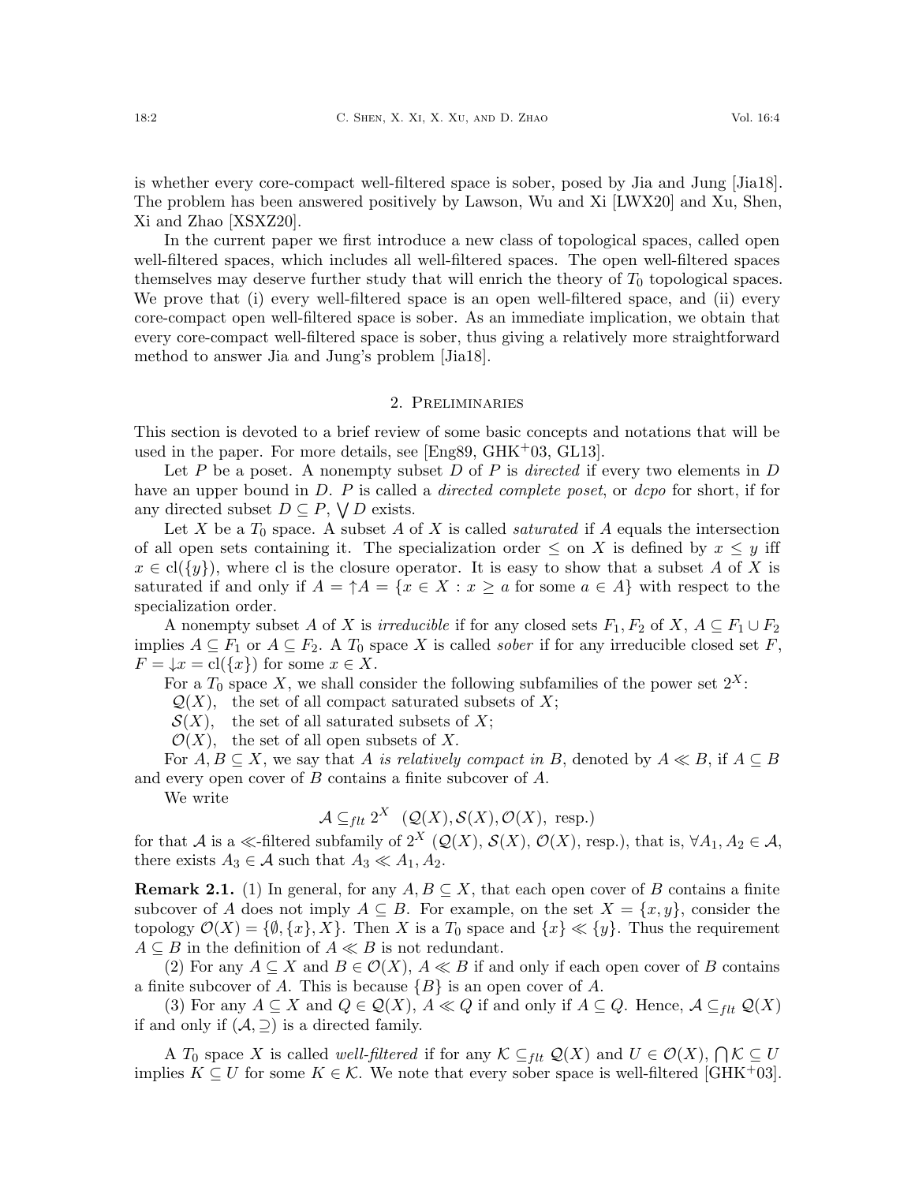is whether every core-compact well-filtered space is sober, posed by Jia and Jung [Jia18]. The problem has been answered positively by Lawson, Wu and Xi [LWX20] and Xu, Shen, Xi and Zhao [XSXZ20].

In the current paper we first introduce a new class of topological spaces, called open well-filtered spaces, which includes all well-filtered spaces. The open well-filtered spaces themselves may deserve further study that will enrich the theory of $T_0$ topological spaces. We prove that (i) every well-filtered space is an open well-filtered space, and (ii) every core-compact open well-filtered space is sober. As an immediate implication, we obtain that every core-compact well-filtered space is sober, thus giving a relatively more straightforward method to answer Jia and Jung's problem [Jia18].

## 2. Preliminaries

This section is devoted to a brief review of some basic concepts and notations that will be used in the paper. For more details, see [Eng89, GHK+03, GL13].

Let $P$ be a poset. A nonempty subset $D$ of $P$ is *directed* if every two elements in $D$ have an upper bound in $D$. $P$ is called a *directed complete poset*, or *dcpo* for short, if for any directed subset $D \subseteq P$, $\bigvee D$ exists.

Let $X$ be a $T_0$ space. A subset $A$ of $X$ is called *saturated* if $A$ equals the intersection of all open sets containing it. The specialization order $\leq$ on $X$ is defined by $x \leq y$ iff $x \in \mathrm{cl}(\{y\})$, where cl is the closure operator. It is easy to show that a subset $A$ of $X$ is saturated if and only if $A = \uparrow A = \{x \in X : x \geq a \text{ for some } a \in A\}$ with respect to the specialization order.

A nonempty subset $A$ of $X$ is *irreducible* if for any closed sets $F_1, F_2$ of $X$, $A \subseteq F_1 \cup F_2$ implies $A \subseteq F_1$ or $A \subseteq F_2$. A $T_0$ space $X$ is called *sober* if for any irreducible closed set $F$, $F = \downarrow x = \mathrm{cl}(\{x\})$ for some $x \in X$.

For a $T_0$ space $X$, we shall consider the following subfamilies of the power set $2^X$:

$\mathcal{Q}(X)$, the set of all compact saturated subsets of $X$;
$\mathcal{S}(X)$, the set of all saturated subsets of $X$;
$\mathcal{O}(X)$, the set of all open subsets of $X$.

For $A, B \subseteq X$, we say that $A$ *is relatively compact in* $B$, denoted by $A \ll B$, if $A \subseteq B$ and every open cover of $B$ contains a finite subcover of $A$.

We write

$$\mathcal{A} \subseteq_{flt} 2^X \quad (\mathcal{Q}(X), \mathcal{S}(X), \mathcal{O}(X), \text{ resp.})$$

for that $\mathcal{A}$ is a $\ll$-filtered subfamily of $2^X$ ($\mathcal{Q}(X)$, $\mathcal{S}(X)$, $\mathcal{O}(X)$, resp.), that is, $\forall A_1, A_2 \in \mathcal{A}$, there exists $A_3 \in \mathcal{A}$ such that $A_3 \ll A_1, A_2$.

**Remark 2.1.** (1) In general, for any $A, B \subseteq X$, that each open cover of $B$ contains a finite subcover of $A$ does not imply $A \subseteq B$. For example, on the set $X = \{x, y\}$, consider the topology $\mathcal{O}(X) = \{\emptyset, \{x\}, X\}$. Then $X$ is a $T_0$ space and $\{x\} \ll \{y\}$. Thus the requirement $A \subseteq B$ in the definition of $A \ll B$ is not redundant.

(2) For any $A \subseteq X$ and $B \in \mathcal{O}(X)$, $A \ll B$ if and only if each open cover of $B$ contains a finite subcover of $A$. This is because $\{B\}$ is an open cover of $A$.

(3) For any $A \subseteq X$ and $Q \in \mathcal{Q}(X)$, $A \ll Q$ if and only if $A \subseteq Q$. Hence, $\mathcal{A} \subseteq_{flt} \mathcal{Q}(X)$ if and only if $(\mathcal{A}, \supseteq)$ is a directed family.

A $T_0$ space $X$ is called *well-filtered* if for any $\mathcal{K} \subseteq_{flt} \mathcal{Q}(X)$ and $U \in \mathcal{O}(X)$, $\bigcap \mathcal{K} \subseteq U$ implies $K \subseteq U$ for some $K \in \mathcal{K}$. We note that every sober space is well-filtered [GHK+03].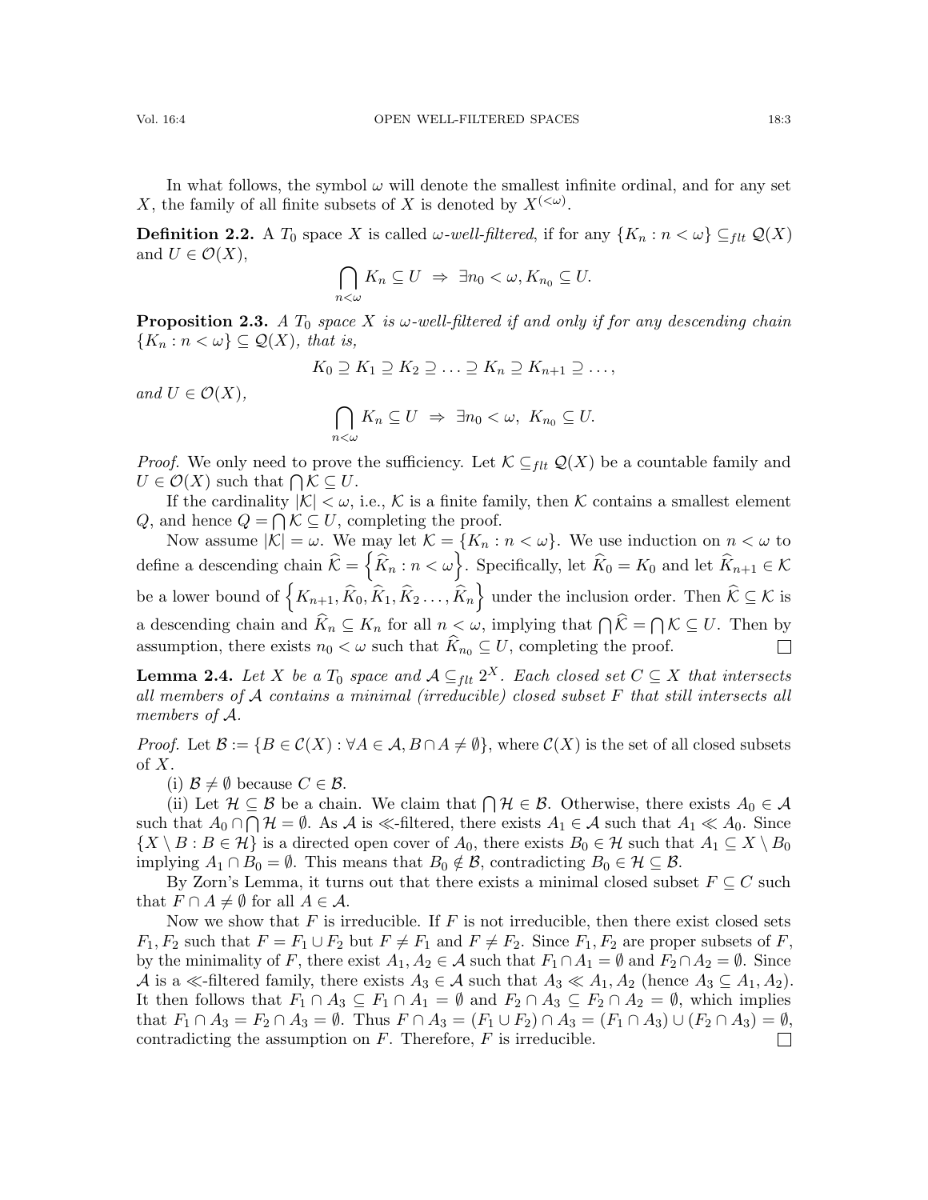In what follows, the symbol $\omega$ will denote the smallest infinite ordinal, and for any set $X$, the family of all finite subsets of $X$ is denoted by $X^{(<\omega)}$.

**Definition 2.2.** A $T_0$ space $X$ is called *$\omega$-well-filtered*, if for any $\{K_n : n < \omega\} \subseteq_{flt} \mathcal{Q}(X)$ and $U \in \mathcal{O}(X)$,

$$\bigcap_{n<\omega} K_n \subseteq U \ \Rightarrow\ \exists n_0 < \omega, K_{n_0} \subseteq U.$$

**Proposition 2.3.** *A $T_0$ space $X$ is $\omega$-well-filtered if and only if for any descending chain $\{K_n : n < \omega\} \subseteq \mathcal{Q}(X)$, that is,*

$$K_0 \supseteq K_1 \supseteq K_2 \supseteq \ldots \supseteq K_n \supseteq K_{n+1} \supseteq \ldots,$$

*and $U \in \mathcal{O}(X)$,*

$$\bigcap_{n<\omega} K_n \subseteq U \ \Rightarrow\ \exists n_0 < \omega,\ K_{n_0} \subseteq U.$$

*Proof.* We only need to prove the sufficiency. Let $\mathcal{K} \subseteq_{flt} \mathcal{Q}(X)$ be a countable family and $U \in \mathcal{O}(X)$ such that $\bigcap \mathcal{K} \subseteq U$.

If the cardinality $|\mathcal{K}| < \omega$, i.e., $\mathcal{K}$ is a finite family, then $\mathcal{K}$ contains a smallest element $Q$, and hence $Q = \bigcap \mathcal{K} \subseteq U$, completing the proof.

Now assume $|\mathcal{K}| = \omega$. We may let $\mathcal{K} = \{K_n : n < \omega\}$. We use induction on $n < \omega$ to define a descending chain $\widehat{\mathcal{K}} = \left\{\widehat{K}_n : n < \omega\right\}$. Specifically, let $\widehat{K}_0 = K_0$ and let $\widehat{K}_{n+1} \in \mathcal{K}$ be a lower bound of $\left\{K_{n+1}, \widehat{K}_0, \widehat{K}_1, \widehat{K}_2 \ldots, \widehat{K}_n\right\}$ under the inclusion order. Then $\widehat{\mathcal{K}} \subseteq \mathcal{K}$ is a descending chain and $\widehat{K}_n \subseteq K_n$ for all $n < \omega$, implying that $\bigcap \widehat{\mathcal{K}} = \bigcap \mathcal{K} \subseteq U$. Then by assumption, there exists $n_0 < \omega$ such that $\widehat{K}_{n_0} \subseteq U$, completing the proof. □

**Lemma 2.4.** *Let $X$ be a $T_0$ space and $\mathcal{A} \subseteq_{flt} 2^X$. Each closed set $C \subseteq X$ that intersects all members of $\mathcal{A}$ contains a minimal (irreducible) closed subset $F$ that still intersects all members of $\mathcal{A}$.*

*Proof.* Let $\mathcal{B} := \{B \in \mathcal{C}(X) : \forall A \in \mathcal{A}, B \cap A \neq \emptyset\}$, where $\mathcal{C}(X)$ is the set of all closed subsets of $X$.

(i) $\mathcal{B} \neq \emptyset$ because $C \in \mathcal{B}$.

(ii) Let $\mathcal{H} \subseteq \mathcal{B}$ be a chain. We claim that $\bigcap \mathcal{H} \in \mathcal{B}$. Otherwise, there exists $A_0 \in \mathcal{A}$ such that $A_0 \cap \bigcap \mathcal{H} = \emptyset$. As $\mathcal{A}$ is $\ll$-filtered, there exists $A_1 \in \mathcal{A}$ such that $A_1 \ll A_0$. Since $\{X \setminus B : B \in \mathcal{H}\}$ is a directed open cover of $A_0$, there exists $B_0 \in \mathcal{H}$ such that $A_1 \subseteq X \setminus B_0$ implying $A_1 \cap B_0 = \emptyset$. This means that $B_0 \notin \mathcal{B}$, contradicting $B_0 \in \mathcal{H} \subseteq \mathcal{B}$.

By Zorn's Lemma, it turns out that there exists a minimal closed subset $F \subseteq C$ such that $F \cap A \neq \emptyset$ for all $A \in \mathcal{A}$.

Now we show that $F$ is irreducible. If $F$ is not irreducible, then there exist closed sets $F_1, F_2$ such that $F = F_1 \cup F_2$ but $F \neq F_1$ and $F \neq F_2$. Since $F_1, F_2$ are proper subsets of $F$, by the minimality of $F$, there exist $A_1, A_2 \in \mathcal{A}$ such that $F_1 \cap A_1 = \emptyset$ and $F_2 \cap A_2 = \emptyset$. Since $\mathcal{A}$ is a $\ll$-filtered family, there exists $A_3 \in \mathcal{A}$ such that $A_3 \ll A_1, A_2$ (hence $A_3 \subseteq A_1, A_2$). It then follows that $F_1 \cap A_3 \subseteq F_1 \cap A_1 = \emptyset$ and $F_2 \cap A_3 \subseteq F_2 \cap A_2 = \emptyset$, which implies that $F_1 \cap A_3 = F_2 \cap A_3 = \emptyset$. Thus $F \cap A_3 = (F_1 \cup F_2) \cap A_3 = (F_1 \cap A_3) \cup (F_2 \cap A_3) = \emptyset$, contradicting the assumption on $F$. Therefore, $F$ is irreducible. □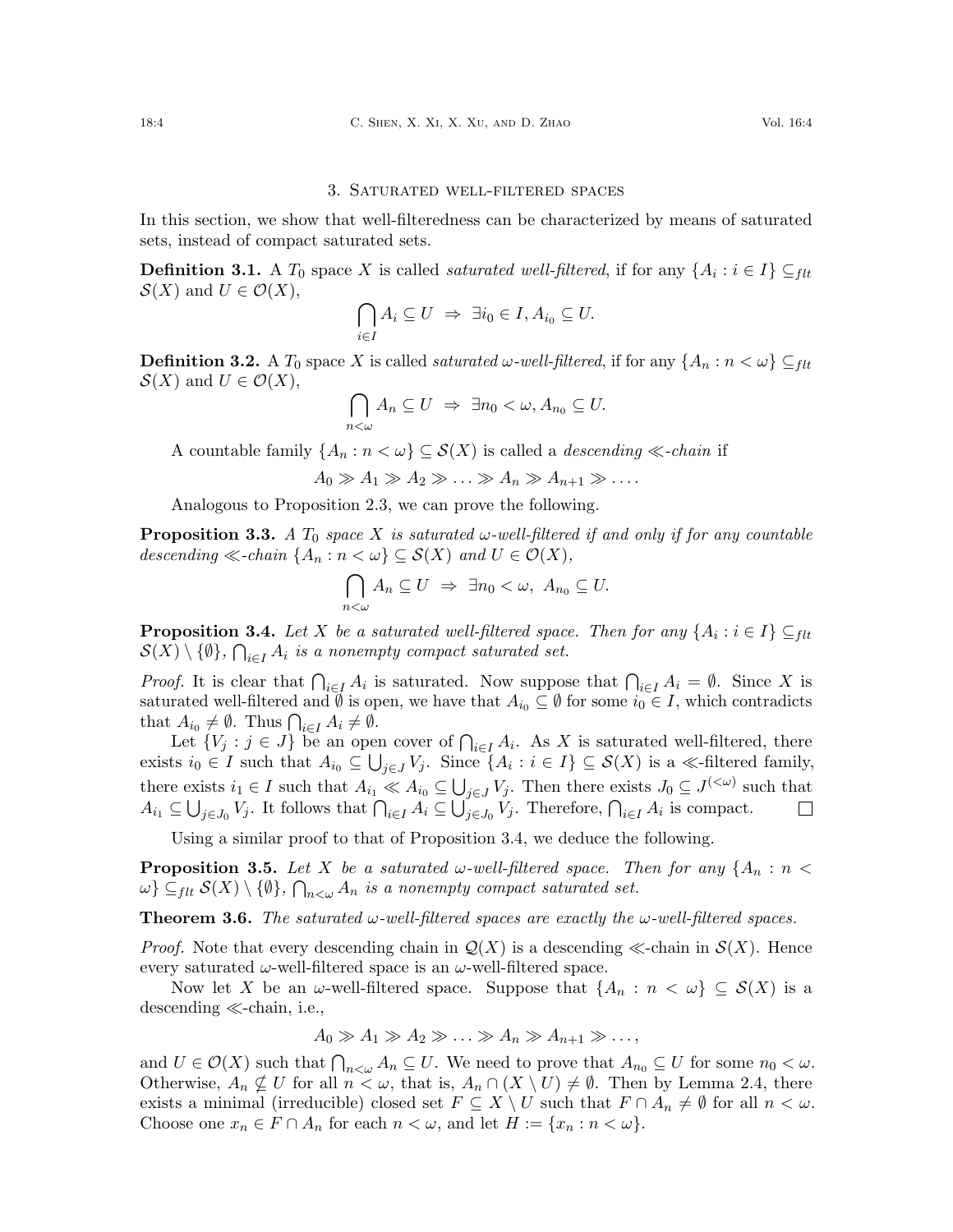## 3. Saturated well-filtered spaces

In this section, we show that well-filteredness can be characterized by means of saturated sets, instead of compact saturated sets.

**Definition 3.1.** A $T_0$ space $X$ is called *saturated well-filtered*, if for any $\{A_i : i \in I\} \subseteq_{flt} \mathcal{S}(X)$ and $U \in \mathcal{O}(X)$,

$$\bigcap_{i \in I} A_i \subseteq U \ \Rightarrow\ \exists i_0 \in I, A_{i_0} \subseteq U.$$

**Definition 3.2.** A $T_0$ space $X$ is called *saturated $\omega$-well-filtered*, if for any $\{A_n : n < \omega\} \subseteq_{flt} \mathcal{S}(X)$ and $U \in \mathcal{O}(X)$,

$$\bigcap_{n<\omega} A_n \subseteq U \ \Rightarrow\ \exists n_0 < \omega, A_{n_0} \subseteq U.$$

A countable family $\{A_n : n < \omega\} \subseteq \mathcal{S}(X)$ is called a *descending $\ll$-chain* if

$$A_0 \gg A_1 \gg A_2 \gg \ldots \gg A_n \gg A_{n+1} \gg \ldots.$$

Analogous to Proposition 2.3, we can prove the following.

**Proposition 3.3.** *A $T_0$ space $X$ is saturated $\omega$-well-filtered if and only if for any countable descending $\ll$-chain $\{A_n : n < \omega\} \subseteq \mathcal{S}(X)$ and $U \in \mathcal{O}(X)$,*

$$\bigcap_{n<\omega} A_n \subseteq U \ \Rightarrow\ \exists n_0 < \omega,\ A_{n_0} \subseteq U.$$

**Proposition 3.4.** *Let $X$ be a saturated well-filtered space. Then for any $\{A_i : i \in I\} \subseteq_{flt} \mathcal{S}(X) \setminus \{\emptyset\}$, $\bigcap_{i \in I} A_i$ is a nonempty compact saturated set.*

*Proof.* It is clear that $\bigcap_{i \in I} A_i$ is saturated. Now suppose that $\bigcap_{i \in I} A_i = \emptyset$. Since $X$ is saturated well-filtered and $\emptyset$ is open, we have that $A_{i_0} \subseteq \emptyset$ for some $i_0 \in I$, which contradicts that $A_{i_0} \neq \emptyset$. Thus $\bigcap_{i \in I} A_i \neq \emptyset$.

Let $\{V_j : j \in J\}$ be an open cover of $\bigcap_{i \in I} A_i$. As $X$ is saturated well-filtered, there exists $i_0 \in I$ such that $A_{i_0} \subseteq \bigcup_{j \in J} V_j$. Since $\{A_i : i \in I\} \subseteq \mathcal{S}(X)$ is a $\ll$-filtered family, there exists $i_1 \in I$ such that $A_{i_1} \ll A_{i_0} \subseteq \bigcup_{j \in J} V_j$. Then there exists $J_0 \subseteq J^{(<\omega)}$ such that $A_{i_1} \subseteq \bigcup_{j \in J_0} V_j$. It follows that $\bigcap_{i \in I} A_i \subseteq \bigcup_{j \in J_0} V_j$. Therefore, $\bigcap_{i \in I} A_i$ is compact. $\square$

Using a similar proof to that of Proposition 3.4, we deduce the following.

**Proposition 3.5.** *Let $X$ be a saturated $\omega$-well-filtered space. Then for any $\{A_n : n < \omega\} \subseteq_{flt} \mathcal{S}(X) \setminus \{\emptyset\}$, $\bigcap_{n<\omega} A_n$ is a nonempty compact saturated set.*

**Theorem 3.6.** *The saturated $\omega$-well-filtered spaces are exactly the $\omega$-well-filtered spaces.*

*Proof.* Note that every descending chain in $\mathcal{Q}(X)$ is a descending $\ll$-chain in $\mathcal{S}(X)$. Hence every saturated $\omega$-well-filtered space is an $\omega$-well-filtered space.

Now let $X$ be an $\omega$-well-filtered space. Suppose that $\{A_n : n < \omega\} \subseteq \mathcal{S}(X)$ is a descending $\ll$-chain, i.e.,

$$A_0 \gg A_1 \gg A_2 \gg \ldots \gg A_n \gg A_{n+1} \gg \ldots,$$

and $U \in \mathcal{O}(X)$ such that $\bigcap_{n<\omega} A_n \subseteq U$. We need to prove that $A_{n_0} \subseteq U$ for some $n_0 < \omega$. Otherwise, $A_n \not\subseteq U$ for all $n < \omega$, that is, $A_n \cap (X \setminus U) \neq \emptyset$. Then by Lemma 2.4, there exists a minimal (irreducible) closed set $F \subseteq X \setminus U$ such that $F \cap A_n \neq \emptyset$ for all $n < \omega$. Choose one $x_n \in F \cap A_n$ for each $n < \omega$, and let $H := \{x_n : n < \omega\}$.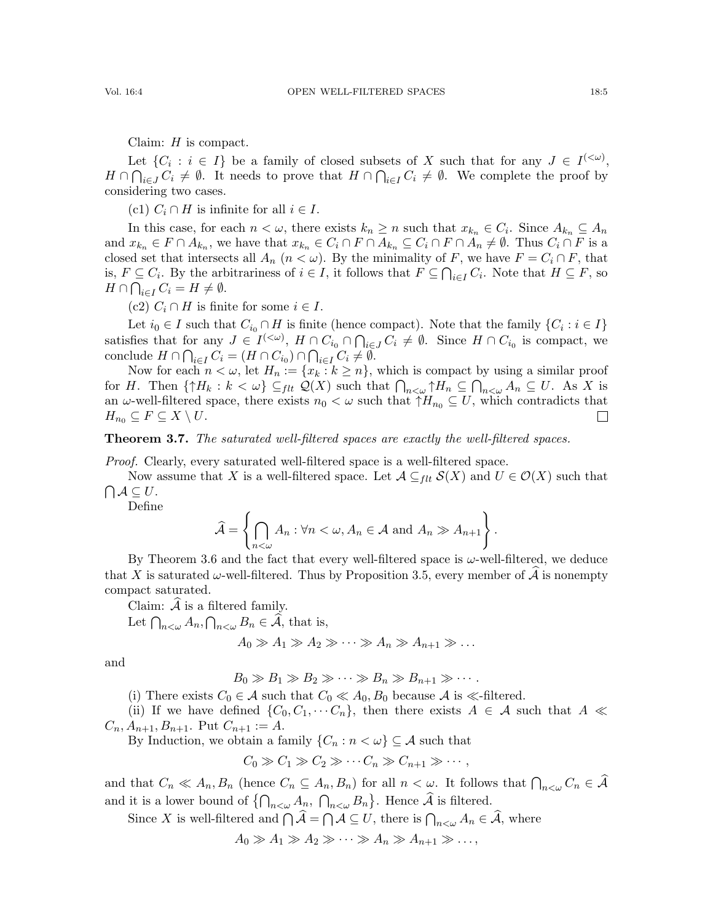Claim: $H$ is compact.

Let $\{C_i : i \in I\}$ be a family of closed subsets of $X$ such that for any $J \in I^{(<\omega)}$, $H \cap \bigcap_{i \in J} C_i \neq \emptyset$. It needs to prove that $H \cap \bigcap_{i \in I} C_i \neq \emptyset$. We complete the proof by considering two cases.

(c1) $C_i \cap H$ is infinite for all $i \in I$.

In this case, for each $n < \omega$, there exists $k_n \geq n$ such that $x_{k_n} \in C_i$. Since $A_{k_n} \subseteq A_n$ and $x_{k_n} \in F \cap A_{k_n}$, we have that $x_{k_n} \in C_i \cap F \cap A_{k_n} \subseteq C_i \cap F \cap A_n \neq \emptyset$. Thus $C_i \cap F$ is a closed set that intersects all $A_n$ $(n < \omega)$. By the minimality of $F$, we have $F = C_i \cap F$, that is, $F \subseteq C_i$. By the arbitrariness of $i \in I$, it follows that $F \subseteq \bigcap_{i \in I} C_i$. Note that $H \subseteq F$, so $H \cap \bigcap_{i \in I} C_i = H \neq \emptyset$.

(c2) $C_i \cap H$ is finite for some $i \in I$.

Let $i_0 \in I$ such that $C_{i_0} \cap H$ is finite (hence compact). Note that the family $\{C_i : i \in I\}$ satisfies that for any $J \in I^{(<\omega)}$, $H \cap C_{i_0} \cap \bigcap_{i \in J} C_i \neq \emptyset$. Since $H \cap C_{i_0}$ is compact, we conclude $H \cap \bigcap_{i \in I} C_i = (H \cap C_{i_0}) \cap \bigcap_{i \in I} C_i \neq \emptyset$.

Now for each $n < \omega$, let $H_n := \{x_k : k \geq n\}$, which is compact by using a similar proof for $H$. Then $\{\uparrow H_k : k < \omega\} \subseteq_{flt} \mathcal{Q}(X)$ such that $\bigcap_{n<\omega} \uparrow H_n \subseteq \bigcap_{n<\omega} A_n \subseteq U$. As $X$ is an $\omega$-well-filtered space, there exists $n_0 < \omega$ such that $\uparrow H_{n_0} \subseteq U$, which contradicts that $H_{n_0} \subseteq F \subseteq X \setminus U$. □

**Theorem 3.7.** *The saturated well-filtered spaces are exactly the well-filtered spaces.*

*Proof.* Clearly, every saturated well-filtered space is a well-filtered space.

Now assume that $X$ is a well-filtered space. Let $\mathcal{A} \subseteq_{flt} \mathcal{S}(X)$ and $U \in \mathcal{O}(X)$ such that $\bigcap \mathcal{A} \subseteq U$.

Define

$$\widehat{\mathcal{A}} = \left\{ \bigcap_{n<\omega} A_n : \forall n < \omega, A_n \in \mathcal{A} \text{ and } A_n \gg A_{n+1} \right\}.$$

By Theorem 3.6 and the fact that every well-filtered space is $\omega$-well-filtered, we deduce that $X$ is saturated $\omega$-well-filtered. Thus by Proposition 3.5, every member of $\widehat{\mathcal{A}}$ is nonempty compact saturated.

Claim: $\widehat{\mathcal{A}}$ is a filtered family.

Let $\bigcap_{n<\omega} A_n, \bigcap_{n<\omega} B_n \in \widehat{\mathcal{A}}$, that is,

$$A_0 \gg A_1 \gg A_2 \gg \cdots \gg A_n \gg A_{n+1} \gg \ldots$$

and

$$B_0 \gg B_1 \gg B_2 \gg \cdots \gg B_n \gg B_{n+1} \gg \cdots.$$

(i) There exists $C_0 \in \mathcal{A}$ such that $C_0 \ll A_0, B_0$ because $\mathcal{A}$ is $\ll$-filtered.

(ii) If we have defined $\{C_0, C_1, \cdots C_n\}$, then there exists $A \in \mathcal{A}$ such that $A \ll C_n, A_{n+1}, B_{n+1}$. Put $C_{n+1} := A$.

By Induction, we obtain a family $\{C_n : n < \omega\} \subseteq \mathcal{A}$ such that

$$C_0 \gg C_1 \gg C_2 \gg \cdots C_n \gg C_{n+1} \gg \cdots,$$

and that $C_n \ll A_n, B_n$ (hence $C_n \subseteq A_n, B_n$) for all $n < \omega$. It follows that $\bigcap_{n<\omega} C_n \in \widehat{\mathcal{A}}$ and it is a lower bound of $\{\bigcap_{n<\omega} A_n,\ \bigcap_{n<\omega} B_n\}$. Hence $\widehat{\mathcal{A}}$ is filtered.

Since $X$ is well-filtered and $\bigcap \widehat{\mathcal{A}} = \bigcap \mathcal{A} \subseteq U$, there is $\bigcap_{n<\omega} A_n \in \widehat{\mathcal{A}}$, where

$$A_0 \gg A_1 \gg A_2 \gg \cdots \gg A_n \gg A_{n+1} \gg \ldots,$$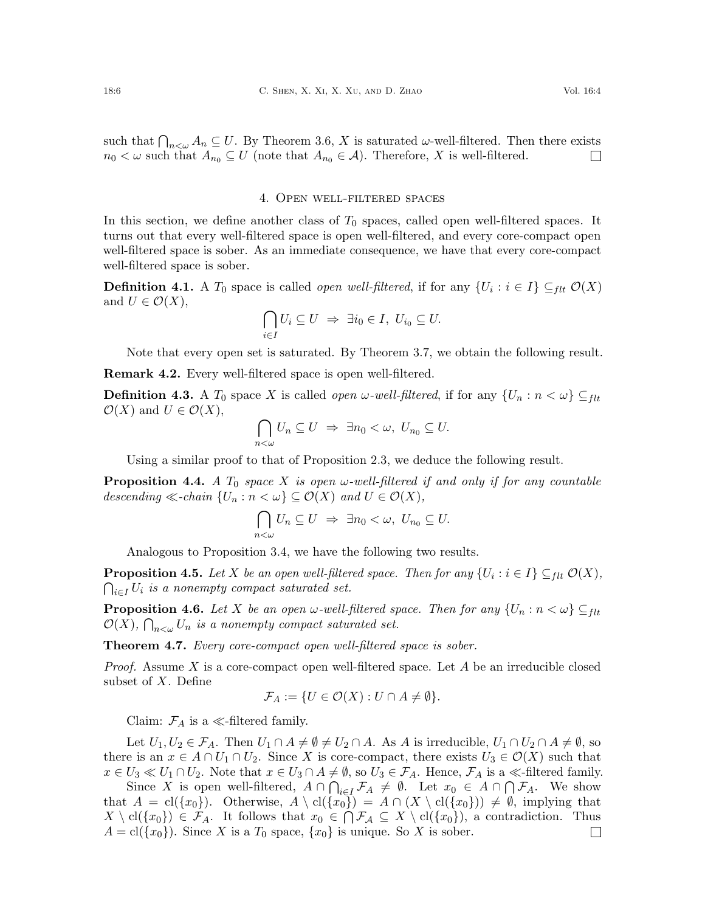such that $\bigcap_{n<\omega} A_n \subseteq U$. By Theorem 3.6, $X$ is saturated $\omega$-well-filtered. Then there exists $n_0 < \omega$ such that $A_{n_0} \subseteq U$ (note that $A_{n_0} \in \mathcal{A}$). Therefore, $X$ is well-filtered. $\square$

## 4. Open well-filtered spaces

In this section, we define another class of $T_0$ spaces, called open well-filtered spaces. It turns out that every well-filtered space is open well-filtered, and every core-compact open well-filtered space is sober. As an immediate consequence, we have that every core-compact well-filtered space is sober.

**Definition 4.1.** A $T_0$ space is called *open well-filtered*, if for any $\{U_i : i \in I\} \subseteq_{flt} \mathcal{O}(X)$ and $U \in \mathcal{O}(X)$,

$$\bigcap_{i\in I} U_i \subseteq U \ \Rightarrow\ \exists i_0 \in I,\ U_{i_0} \subseteq U.$$

Note that every open set is saturated. By Theorem 3.7, we obtain the following result.

**Remark 4.2.** Every well-filtered space is open well-filtered.

**Definition 4.3.** A $T_0$ space $X$ is called *open $\omega$-well-filtered*, if for any $\{U_n : n < \omega\} \subseteq_{flt} \mathcal{O}(X)$ and $U \in \mathcal{O}(X)$,

$$\bigcap_{n<\omega} U_n \subseteq U \ \Rightarrow\ \exists n_0 < \omega,\ U_{n_0} \subseteq U.$$

Using a similar proof to that of Proposition 2.3, we deduce the following result.

**Proposition 4.4.** *A $T_0$ space $X$ is open $\omega$-well-filtered if and only if for any countable descending $\ll$-chain $\{U_n : n < \omega\} \subseteq \mathcal{O}(X)$ and $U \in \mathcal{O}(X)$,*

$$\bigcap_{n<\omega} U_n \subseteq U \ \Rightarrow\ \exists n_0 < \omega,\ U_{n_0} \subseteq U.$$

Analogous to Proposition 3.4, we have the following two results.

**Proposition 4.5.** *Let $X$ be an open well-filtered space. Then for any $\{U_i : i \in I\} \subseteq_{flt} \mathcal{O}(X)$, $\bigcap_{i\in I} U_i$ is a nonempty compact saturated set.*

**Proposition 4.6.** *Let $X$ be an open $\omega$-well-filtered space. Then for any $\{U_n : n < \omega\} \subseteq_{flt} \mathcal{O}(X)$, $\bigcap_{n<\omega} U_n$ is a nonempty compact saturated set.*

**Theorem 4.7.** *Every core-compact open well-filtered space is sober.*

*Proof.* Assume $X$ is a core-compact open well-filtered space. Let $A$ be an irreducible closed subset of $X$. Define

$$\mathcal{F}_A := \{U \in \mathcal{O}(X) : U \cap A \neq \emptyset\}.$$

Claim: $\mathcal{F}_A$ is a $\ll$-filtered family.

Let $U_1, U_2 \in \mathcal{F}_A$. Then $U_1 \cap A \neq \emptyset \neq U_2 \cap A$. As $A$ is irreducible, $U_1 \cap U_2 \cap A \neq \emptyset$, so there is an $x \in A \cap U_1 \cap U_2$. Since $X$ is core-compact, there exists $U_3 \in \mathcal{O}(X)$ such that $x \in U_3 \ll U_1 \cap U_2$. Note that $x \in U_3 \cap A \neq \emptyset$, so $U_3 \in \mathcal{F}_A$. Hence, $\mathcal{F}_A$ is a $\ll$-filtered family.

Since $X$ is open well-filtered, $A \cap \bigcap_{i\in I} \mathcal{F}_A \neq \emptyset$. Let $x_0 \in A \cap \bigcap \mathcal{F}_A$. We show that $A = \mathrm{cl}(\{x_0\})$. Otherwise, $A \setminus \mathrm{cl}(\{x_0\}) = A \cap (X \setminus \mathrm{cl}(\{x_0\})) \neq \emptyset$, implying that $X \setminus \mathrm{cl}(\{x_0\}) \in \mathcal{F}_A$. It follows that $x_0 \in \bigcap \mathcal{F}_{\mathcal{A}} \subseteq X \setminus \mathrm{cl}(\{x_0\})$, a contradiction. Thus $A = \mathrm{cl}(\{x_0\})$. Since $X$ is a $T_0$ space, $\{x_0\}$ is unique. So $X$ is sober. $\square$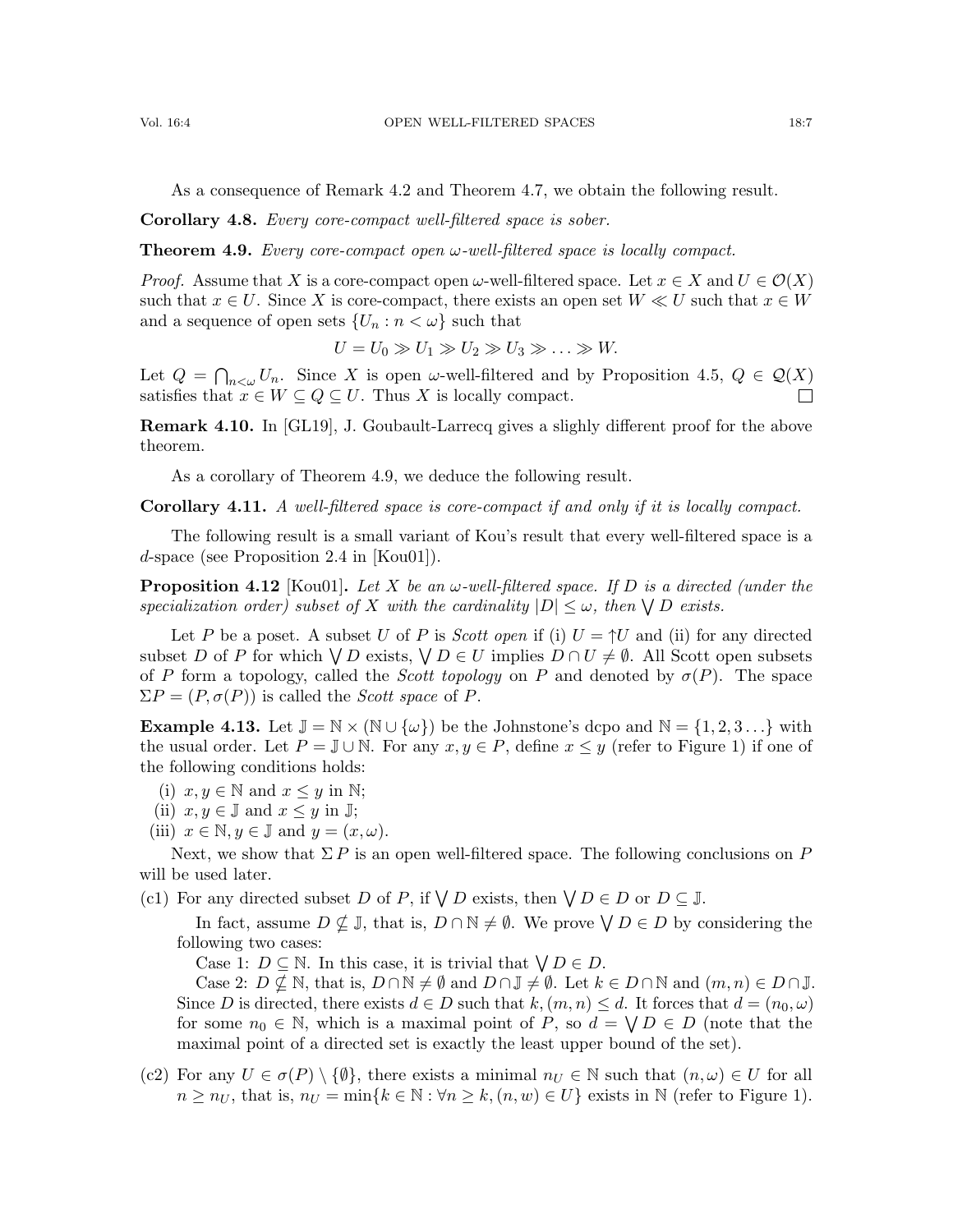As a consequence of Remark 4.2 and Theorem 4.7, we obtain the following result.

**Corollary 4.8.** *Every core-compact well-filtered space is sober.*

**Theorem 4.9.** *Every core-compact open $\omega$-well-filtered space is locally compact.*

*Proof.* Assume that $X$ is a core-compact open $\omega$-well-filtered space. Let $x \in X$ and $U \in \mathcal{O}(X)$ such that $x \in U$. Since $X$ is core-compact, there exists an open set $W \ll U$ such that $x \in W$ and a sequence of open sets $\{U_n : n < \omega\}$ such that

$$U = U_0 \gg U_1 \gg U_2 \gg U_3 \gg \ldots \gg W.$$

Let $Q = \bigcap_{n<\omega} U_n$. Since $X$ is open $\omega$-well-filtered and by Proposition 4.5, $Q \in \mathcal{Q}(X)$ satisfies that $x \in W \subseteq Q \subseteq U$. Thus $X$ is locally compact. □

**Remark 4.10.** In [GL19], J. Goubault-Larrecq gives a slighly different proof for the above theorem.

As a corollary of Theorem 4.9, we deduce the following result.

**Corollary 4.11.** *A well-filtered space is core-compact if and only if it is locally compact.*

The following result is a small variant of Kou's result that every well-filtered space is a $d$-space (see Proposition 2.4 in [Kou01]).

**Proposition 4.12** [Kou01]**.** *Let $X$ be an $\omega$-well-filtered space. If $D$ is a directed (under the specialization order) subset of $X$ with the cardinality $|D| \leq \omega$, then $\bigvee D$ exists.*

Let $P$ be a poset. A subset $U$ of $P$ is *Scott open* if (i) $U = \uparrow U$ and (ii) for any directed subset $D$ of $P$ for which $\bigvee D$ exists, $\bigvee D \in U$ implies $D \cap U \neq \emptyset$. All Scott open subsets of $P$ form a topology, called the *Scott topology* on $P$ and denoted by $\sigma(P)$. The space $\Sigma P = (P, \sigma(P))$ is called the *Scott space* of $P$.

**Example 4.13.** Let $\mathbb{J} = \mathbb{N} \times (\mathbb{N} \cup \{\omega\})$ be the Johnstone's dcpo and $\mathbb{N} = \{1, 2, 3 \ldots\}$ with the usual order. Let $P = \mathbb{J} \cup \mathbb{N}$. For any $x, y \in P$, define $x \leq y$ (refer to Figure 1) if one of the following conditions holds:

(i) $x, y \in \mathbb{N}$ and $x \leq y$ in $\mathbb{N}$;
(ii) $x, y \in \mathbb{J}$ and $x \leq y$ in $\mathbb{J}$;
(iii) $x \in \mathbb{N}, y \in \mathbb{J}$ and $y = (x, \omega)$.

Next, we show that $\Sigma P$ is an open well-filtered space. The following conclusions on $P$ will be used later.

(c1) For any directed subset $D$ of $P$, if $\bigvee D$ exists, then $\bigvee D \in D$ or $D \subseteq \mathbb{J}$.

In fact, assume $D \not\subseteq \mathbb{J}$, that is, $D \cap \mathbb{N} \neq \emptyset$. We prove $\bigvee D \in D$ by considering the following two cases:

Case 1: $D \subseteq \mathbb{N}$. In this case, it is trivial that $\bigvee D \in D$.

Case 2: $D \not\subseteq \mathbb{N}$, that is, $D \cap \mathbb{N} \neq \emptyset$ and $D \cap \mathbb{J} \neq \emptyset$. Let $k \in D \cap \mathbb{N}$ and $(m, n) \in D \cap \mathbb{J}$. Since $D$ is directed, there exists $d \in D$ such that $k, (m, n) \leq d$. It forces that $d = (n_0, \omega)$ for some $n_0 \in \mathbb{N}$, which is a maximal point of $P$, so $d = \bigvee D \in D$ (note that the maximal point of a directed set is exactly the least upper bound of the set).

(c2) For any $U \in \sigma(P) \setminus \{\emptyset\}$, there exists a minimal $n_U \in \mathbb{N}$ such that $(n, \omega) \in U$ for all $n \geq n_U$, that is, $n_U = \min\{k \in \mathbb{N} : \forall n \geq k, (n, w) \in U\}$ exists in $\mathbb{N}$ (refer to Figure 1).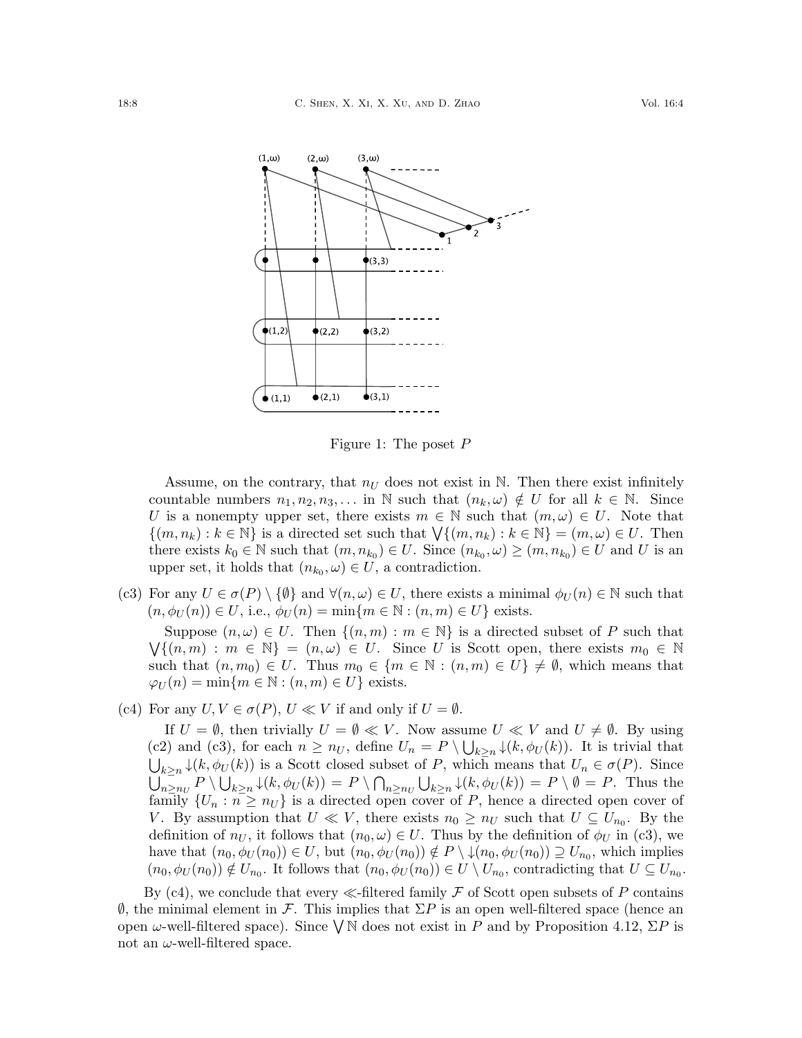Figure 1: The poset $P$

Assume, on the contrary, that $n_U$ does not exist in $\mathbb{N}$. Then there exist infinitely countable numbers $n_1, n_2, n_3, \dots$ in $\mathbb{N}$ such that $(n_k, \omega) \notin U$ for all $k \in \mathbb{N}$. Since $U$ is a nonempty upper set, there exists $m \in \mathbb{N}$ such that $(m, \omega) \in U$. Note that $\{(m, n_k) : k \in \mathbb{N}\}$ is a directed set such that $\bigvee\{(m, n_k) : k \in \mathbb{N}\} = (m, \omega) \in U$. Then there exists $k_0 \in \mathbb{N}$ such that $(m, n_{k_0}) \in U$. Since $(n_{k_0}, \omega) \geq (m, n_{k_0}) \in U$ and $U$ is an upper set, it holds that $(n_{k_0}, \omega) \in U$, a contradiction.

(c3) For any $U \in \sigma(P) \setminus \{\emptyset\}$ and $\forall (n, \omega) \in U$, there exists a minimal $\phi_U(n) \in \mathbb{N}$ such that $(n, \phi_U(n)) \in U$, i.e., $\phi_U(n) = \min\{m \in \mathbb{N} : (n, m) \in U\}$ exists.

Suppose $(n, \omega) \in U$. Then $\{(n, m) : m \in \mathbb{N}\}$ is a directed subset of $P$ such that $\bigvee\{(n, m) : m \in \mathbb{N}\} = (n, \omega) \in U$. Since $U$ is Scott open, there exists $m_0 \in \mathbb{N}$ such that $(n, m_0) \in U$. Thus $m_0 \in \{m \in \mathbb{N} : (n, m) \in U\} \neq \emptyset$, which means that $\varphi_U(n) = \min\{m \in \mathbb{N} : (n, m) \in U\}$ exists.

(c4) For any $U, V \in \sigma(P)$, $U \ll V$ if and only if $U = \emptyset$.

If $U = \emptyset$, then trivially $U = \emptyset \ll V$. Now assume $U \ll V$ and $U \neq \emptyset$. By using (c2) and (c3), for each $n \geq n_U$, define $U_n = P \setminus \bigcup_{k \geq n} \downarrow(k, \phi_U(k))$. It is trivial that $\bigcup_{k \geq n} \downarrow(k, \phi_U(k))$ is a Scott closed subset of $P$, which means that $U_n \in \sigma(P)$. Since $\bigcup_{n \geq n_U} P \setminus \bigcup_{k \geq n} \downarrow(k, \phi_U(k)) = P \setminus \bigcap_{n \geq n_U} \bigcup_{k \geq n} \downarrow(k, \phi_U(k)) = P \setminus \emptyset = P$. Thus the family $\{U_n : n \geq n_U\}$ is a directed open cover of $P$, hence a directed open cover of $V$. By assumption that $U \ll V$, there exists $n_0 \geq n_U$ such that $U \subseteq U_{n_0}$. By the definition of $n_U$, it follows that $(n_0, \omega) \in U$. Thus by the definition of $\phi_U$ in (c3), we have that $(n_0, \phi_U(n_0)) \in U$, but $(n_0, \phi_U(n_0)) \notin P \setminus \downarrow(n_0, \phi_U(n_0)) \supseteq U_{n_0}$, which implies $(n_0, \phi_U(n_0)) \notin U_{n_0}$. It follows that $(n_0, \phi_U(n_0)) \in U \setminus U_{n_0}$, contradicting that $U \subseteq U_{n_0}$.

By (c4), we conclude that every $\ll$-filtered family $\mathcal{F}$ of Scott open subsets of $P$ contains $\emptyset$, the minimal element in $\mathcal{F}$. This implies that $\Sigma P$ is an open well-filtered space (hence an open $\omega$-well-filtered space). Since $\bigvee \mathbb{N}$ does not exist in $P$ and by Proposition 4.12, $\Sigma P$ is not an $\omega$-well-filtered space.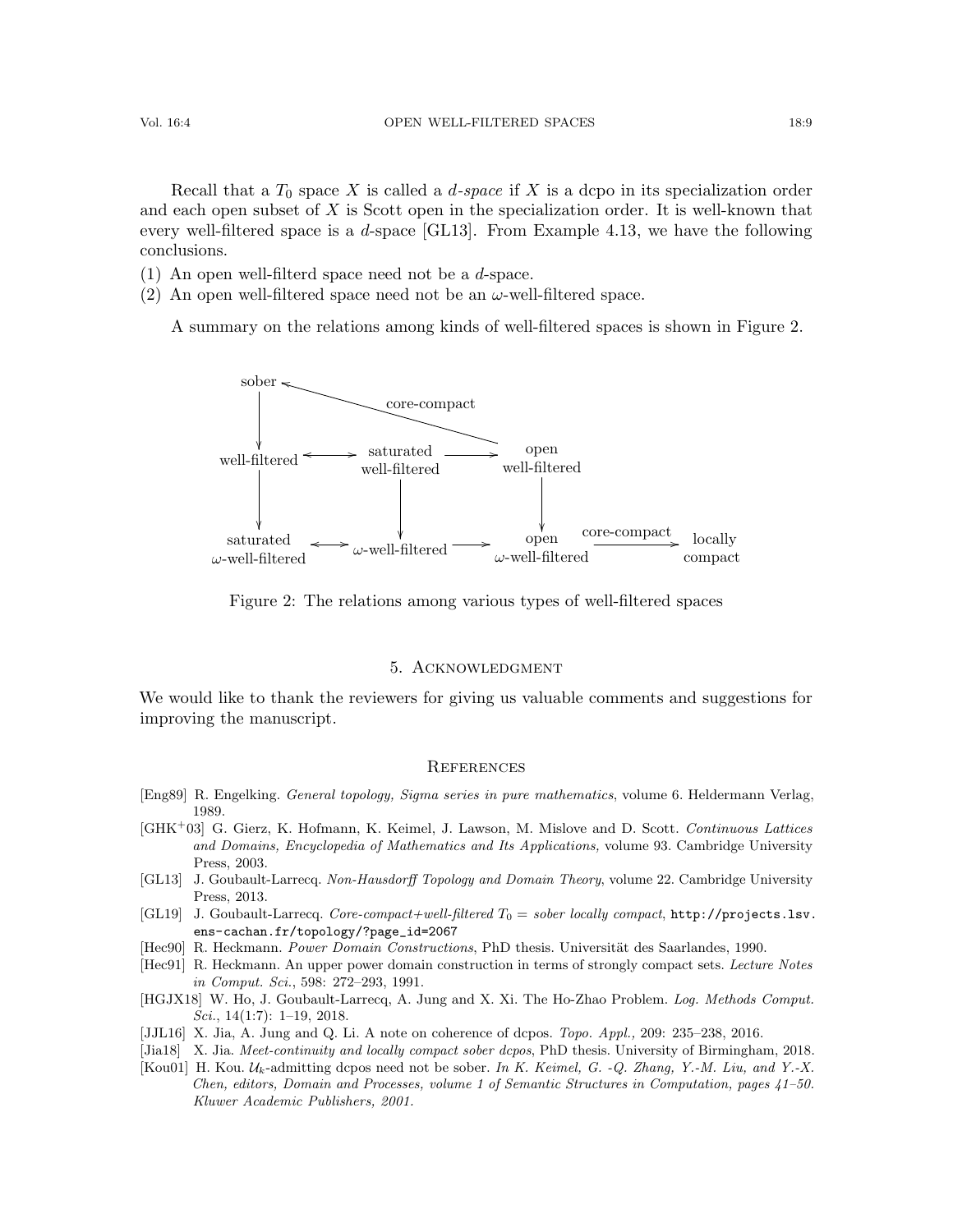Recall that a $T_0$ space $X$ is called a *d-space* if $X$ is a dcpo in its specialization order and each open subset of $X$ is Scott open in the specialization order. It is well-known that every well-filtered space is a $d$-space [GL13]. From Example 4.13, we have the following conclusions.

(1) An open well-filterd space need not be a $d$-space.
(2) An open well-filtered space need not be an $\omega$-well-filtered space.

A summary on the relations among kinds of well-filtered spaces is shown in Figure 2.

Figure 2: The relations among various types of well-filtered spaces

## 5. Acknowledgment

We would like to thank the reviewers for giving us valuable comments and suggestions for improving the manuscript.

## References

[Eng89] R. Engelking. *General topology, Sigma series in pure mathematics*, volume 6. Heldermann Verlag, 1989.

[GHK+03] G. Gierz, K. Hofmann, K. Keimel, J. Lawson, M. Mislove and D. Scott. *Continuous Lattices and Domains, Encyclopedia of Mathematics and Its Applications,* volume 93. Cambridge University Press, 2003.

[GL13] J. Goubault-Larrecq. *Non-Hausdorff Topology and Domain Theory*, volume 22. Cambridge University Press, 2013.

[GL19] J. Goubault-Larrecq. *Core-compact+well-filtered $T_0$ = sober locally compact*, `http://projects.lsv.ens-cachan.fr/topology/?page_id=2067`

[Hec90] R. Heckmann. *Power Domain Constructions*, PhD thesis. Universität des Saarlandes, 1990.

[Hec91] R. Heckmann. An upper power domain construction in terms of strongly compact sets. *Lecture Notes in Comput. Sci.*, 598: 272–293, 1991.

[HGJX18] W. Ho, J. Goubault-Larrecq, A. Jung and X. Xi. The Ho-Zhao Problem. *Log. Methods Comput. Sci.*, 14(1:7): 1–19, 2018.

[JJL16] X. Jia, A. Jung and Q. Li. A note on coherence of dcpos. *Topo. Appl.,* 209: 235–238, 2016.

[Jia18] X. Jia. *Meet-continuity and locally compact sober dcpos*, PhD thesis. University of Birmingham, 2018.

[Kou01] H. Kou. *$\mathcal{U}_k$-admitting dcpos need not be sober. In K. Keimel, G. -Q. Zhang, Y.-M. Liu, and Y.-X. Chen, editors, Domain and Processes, volume 1 of Semantic Structures in Computation, pages 41–50. Kluwer Academic Publishers, 2001.*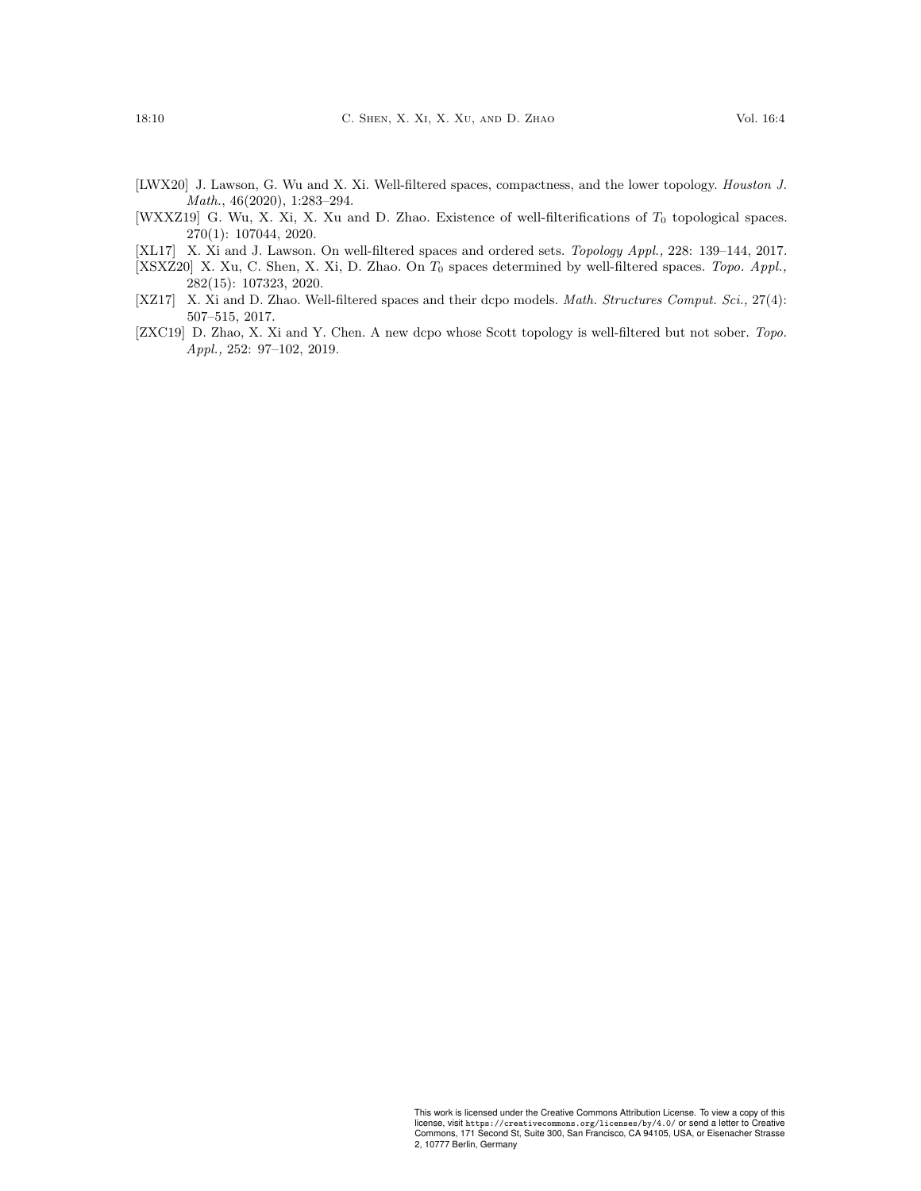[LWX20] J. Lawson, G. Wu and X. Xi. Well-filtered spaces, compactness, and the lower topology. *Houston J. Math.*, 46(2020), 1:283–294.

[WXXZ19] G. Wu, X. Xi, X. Xu and D. Zhao. Existence of well-filterifications of $T_0$ topological spaces. 270(1): 107044, 2020.

[XL17] X. Xi and J. Lawson. On well-filtered spaces and ordered sets. *Topology Appl.,* 228: 139–144, 2017.

[XSXZ20] X. Xu, C. Shen, X. Xi, D. Zhao. On $T_0$ spaces determined by well-filtered spaces. *Topo. Appl.,* 282(15): 107323, 2020.

[XZ17] X. Xi and D. Zhao. Well-filtered spaces and their dcpo models. *Math. Structures Comput. Sci.,* 27(4): 507–515, 2017.

[ZXC19] D. Zhao, X. Xi and Y. Chen. A new dcpo whose Scott topology is well-filtered but not sober. *Topo. Appl.,* 252: 97–102, 2019.

This work is licensed under the Creative Commons Attribution License. To view a copy of this license, visit https://creativecommons.org/licenses/by/4.0/ or send a letter to Creative Commons, 171 Second St, Suite 300, San Francisco, CA 94105, USA, or Eisenacher Strasse 2, 10777 Berlin, Germany